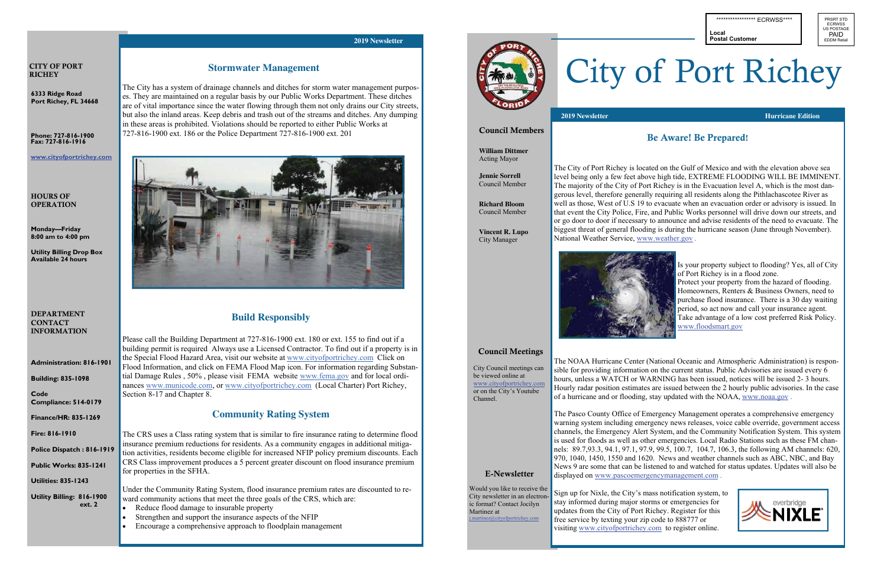**CITY OF PORT RICHEY**

**6333 Ridge Road**
**Port Richey, FL 34668**

**Phone: 727-816-1900**
**Fax: 727-816-1916**

**www.cityofportrichey.com**

**HOURS OF OPERATION**

**Monday—Friday**
**8:00 am to 4:00 pm**

**Utility Billing Drop Box Available 24 hours**

**DEPARTMENT CONTACT INFORMATION**

**Administration: 816-1901**

**Building: 835-1098**

**Code Compliance: 514-0179**

**Finance/HR: 835-1269**

**Fire: 816-1910**

**Police Dispatch : 816-1919**

**Public Works: 835-1241**

**Utilities: 835-1243**

**Utility Billing: 816-1900 ext. 2**

2019 Newsletter

## Stormwater Management

The City has a system of drainage channels and ditches for storm water management purposes. They are maintained on a regular basis by our Public Works Department. These ditches are of vital importance since the water flowing through them not only drains our City streets, but also the inland areas. Keep debris and trash out of the streams and ditches. Any dumping in these areas is prohibited. Violations should be reported to either Public Works at 727-816-1900 ext. 186 or the Police Department 727-816-1900 ext. 201

## Build Responsibly

Please call the Building Department at 727-816-1900 ext. 180 or ext. 155 to find out if a building permit is required Always use a Licensed Contractor. To find out if a property is in the Special Flood Hazard Area, visit our website at www.cityofportrichey.com Click on Flood Information, and click on FEMA Flood Map icon. For information regarding Substantial Damage Rules , 50% , please visit FEMA website www.fema.gov and for local ordinances www.municode.com, or www.cityofportrichey.com (Local Charter) Port Richey, Section 8-17 and Chapter 8.

## Community Rating System

The CRS uses a Class rating system that is similar to fire insurance rating to determine flood insurance premium reductions for residents. As a community engages in additional mitigation activities, residents become eligible for increased NFIP policy premium discounts. Each CRS Class improvement produces a 5 percent greater discount on flood insurance premium for properties in the SFHA.

Under the Community Rating System, flood insurance premium rates are discounted to reward community actions that meet the three goals of the CRS, which are:

- Reduce flood damage to insurable property
- Strengthen and support the insurance aspects of the NFIP
- Encourage a comprehensive approach to floodplain management

****************** ECRWSS****
Local
Postal Customer

PRSRT STD
ECRWSS
US POSTAGE
PAID
EDDM Retail

# City of Port Richey

2019 Newsletter — Hurricane Edition

### Council Members

**William Dittmer**
Acting Mayor

**Jennie Sorrell**
Council Member

**Richard Bloom**
Council Member

**Vincent R. Lupo**
City Manager

### Council Meetings

City Council meetings can be viewed online at www.cityofportrichey.com or on the City's Youtube Channel.

### E-Newsletter

Would you like to receive the City newsletter in an electronic format? Contact Jocilyn Martinez at j.martinez@cityofportrichey.com

## Be Aware! Be Prepared!

The City of Port Richey is located on the Gulf of Mexico and with the elevation above sea level being only a few feet above high tide, EXTREME FLOODING WILL BE IMMINENT. The majority of the City of Port Richey is in the Evacuation level A, which is the most dangerous level, therefore generally requiring all residents along the Pithlachascotee River as well as those, West of U.S 19 to evacuate when an evacuation order or advisory is issued. In that event the City Police, Fire, and Public Works personnel will drive down our streets, and or go door to door if necessary to announce and advise residents of the need to evacuate. The biggest threat of general flooding is during the hurricane season (June through November). National Weather Service, www.weather.gov .

Is your property subject to flooding? Yes, all of City of Port Richey is in a flood zone.
Protect your property from the hazard of flooding. Homeowners, Renters & Business Owners, need to purchase flood insurance. There is a 30 day waiting period, so act now and call your insurance agent. Take advantage of a low cost preferred Risk Policy. www.floodsmart.gov

The NOAA Hurricane Center (National Oceanic and Atmospheric Administration) is responsible for providing information on the current status. Public Advisories are issued every 6 hours, unless a WATCH or WARNING has been issued, notices will be issued 2- 3 hours. Hourly radar position estimates are issued between the 2 hourly public advisories. In the case of a hurricane and or flooding, stay updated with the NOAA, www.noaa.gov .

The Pasco County Office of Emergency Management operates a comprehensive emergency warning system including emergency news releases, voice cable override, government access channels, the Emergency Alert System, and the Community Notification System. This system is used for floods as well as other emergencies. Local Radio Stations such as these FM channels: 89.7,93.3, 94.1, 97.1, 97.9, 99.5, 100.7, 104.7, 106.3, the following AM channels: 620, 970, 1040, 1450, 1550 and 1620. News and weather channels such as ABC, NBC, and Bay News 9 are some that can be listened to and watched for status updates. Updates will also be displayed on www.pascoemergencymanagement.com .

Sign up for Nixle, the City's mass notification system, to stay informed during major storms or emergencies for updates from the City of Port Richey. Register for this free service by texting your zip code to 888777 or visiting www.cityofportrichey.com to register online.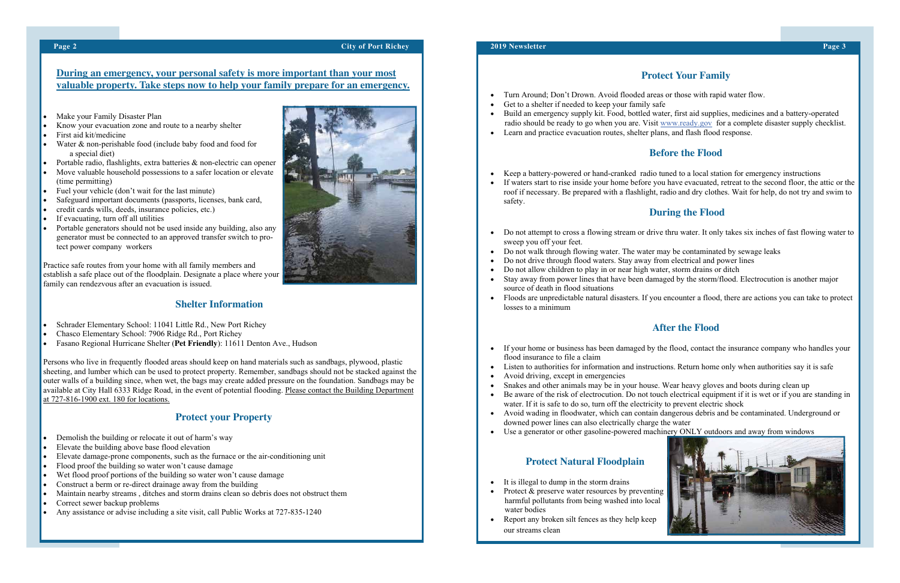## During an emergency, your personal safety is more important than your most valuable property. Take steps now to help your family prepare for an emergency.

- Make your Family Disaster Plan
- Know your evacuation zone and route to a nearby shelter
- First aid kit/medicine
- Water & non-perishable food (include baby food and food for a special diet)
- Portable radio, flashlights, extra batteries & non-electric can opener
- Move valuable household possessions to a safer location or elevate (time permitting)
- Fuel your vehicle (don't wait for the last minute)
- Safeguard important documents (passports, licenses, bank card,
- credit cards wills, deeds, insurance policies, etc.)
- If evacuating, turn off all utilities
- Portable generators should not be used inside any building, also any generator must be connected to an approved transfer switch to protect power company workers

Practice safe routes from your home with all family members and establish a safe place out of the floodplain. Designate a place where your family can rendezvous after an evacuation is issued.

### Shelter Information

- Schrader Elementary School: 11041 Little Rd., New Port Richey
- Chasco Elementary School: 7906 Ridge Rd., Port Richey
- Fasano Regional Hurricane Shelter (**Pet Friendly**): 11611 Denton Ave., Hudson

Persons who live in frequently flooded areas should keep on hand materials such as sandbags, plywood, plastic sheeting, and lumber which can be used to protect property. Remember, sandbags should not be stacked against the outer walls of a building since, when wet, the bags may create added pressure on the foundation. Sandbags may be available at City Hall 6333 Ridge Road, in the event of potential flooding. Please contact the Building Department at 727-816-1900 ext. 180 for locations.

### Protect your Property

- Demolish the building or relocate it out of harm's way
- Elevate the building above base flood elevation
- Elevate damage-prone components, such as the furnace or the air-conditioning unit
- Flood proof the building so water won't cause damage
- Wet flood proof portions of the building so water won't cause damage
- Construct a berm or re-direct drainage away from the building
- Maintain nearby streams , ditches and storm drains clean so debris does not obstruct them
- Correct sewer backup problems
- Any assistance or advise including a site visit, call Public Works at 727-835-1240

### Protect Your Family

- Turn Around; Don't Drown. Avoid flooded areas or those with rapid water flow.
- Get to a shelter if needed to keep your family safe
- Build an emergency supply kit. Food, bottled water, first aid supplies, medicines and a battery-operated radio should be ready to go when you are. Visit www.ready.gov for a complete disaster supply checklist.
- Learn and practice evacuation routes, shelter plans, and flash flood response.

### Before the Flood

- Keep a battery-powered or hand-cranked radio tuned to a local station for emergency instructions
- If waters start to rise inside your home before you have evacuated, retreat to the second floor, the attic or the roof if necessary. Be prepared with a flashlight, radio and dry clothes. Wait for help, do not try and swim to safety.

### During the Flood

- Do not attempt to cross a flowing stream or drive thru water. It only takes six inches of fast flowing water to sweep you off your feet.
- Do not walk through flowing water. The water may be contaminated by sewage leaks
- Do not drive through flood waters. Stay away from electrical and power lines
- Do not allow children to play in or near high water, storm drains or ditch
- Stay away from power lines that have been damaged by the storm/flood. Electrocution is another major source of death in flood situations
- Floods are unpredictable natural disasters. If you encounter a flood, there are actions you can take to protect losses to a minimum

### After the Flood

- If your home or business has been damaged by the flood, contact the insurance company who handles your flood insurance to file a claim
- Listen to authorities for information and instructions. Return home only when authorities say it is safe
- Avoid driving, except in emergencies
- Snakes and other animals may be in your house. Wear heavy gloves and boots during clean up
- Be aware of the risk of electrocution. Do not touch electrical equipment if it is wet or if you are standing in water. If it is safe to do so, turn off the electricity to prevent electric shock
- Avoid wading in floodwater, which can contain dangerous debris and be contaminated. Underground or downed power lines can also electrically charge the water
- Use a generator or other gasoline-powered machinery ONLY outdoors and away from windows

### Protect Natural Floodplain

- It is illegal to dump in the storm drains
- Protect & preserve water resources by preventing harmful pollutants from being washed into local water bodies
- Report any broken silt fences as they help keep our streams clean